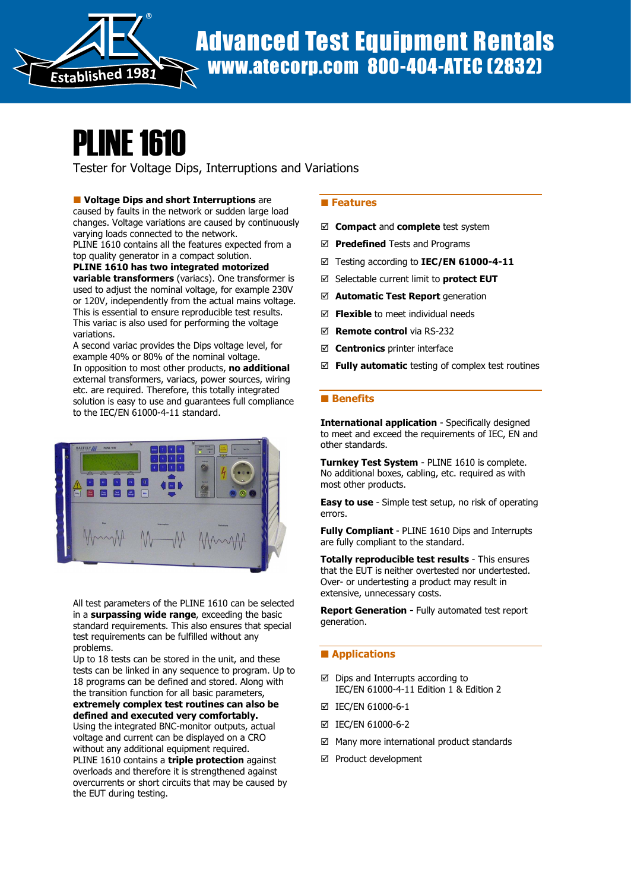# PLINE 1610

Tester for Voltage Dips, Interruptions and Variations

■ **Voltage Dips and short Interruptions** are caused by faults in the network or sudden large load changes. Voltage variations are caused by continuously varying loads connected to the network.
PLINE 1610 contains all the features expected from a top quality generator in a compact solution.
**PLINE 1610 has two integrated motorized variable transformers** (variacs). One transformer is used to adjust the nominal voltage, for example 230V or 120V, independently from the actual mains voltage. This is essential to ensure reproducible test results. This variac is also used for performing the voltage variations.
A second variac provides the Dips voltage level, for example 40% or 80% of the nominal voltage.
In opposition to most other products, **no additional** external transformers, variacs, power sources, wiring etc. are required. Therefore, this totally integrated solution is easy to use and guarantees full compliance to the IEC/EN 61000-4-11 standard.

All test parameters of the PLINE 1610 can be selected in a **surpassing wide range**, exceeding the basic standard requirements. This also ensures that special test requirements can be fulfilled without any problems.
Up to 18 tests can be stored in the unit, and these tests can be linked in any sequence to program. Up to 18 programs can be defined and stored. Along with the transition function for all basic parameters, **extremely complex test routines can also be defined and executed very comfortably.**
Using the integrated BNC-monitor outputs, actual voltage and current can be displayed on a CRO without any additional equipment required.
PLINE 1610 contains a **triple protection** against overloads and therefore it is strengthened against overcurrents or short circuits that may be caused by the EUT during testing.

## ■ Features

- ☑ **Compact** and **complete** test system
- ☑ **Predefined** Tests and Programs
- ☑ Testing according to **IEC/EN 61000-4-11**
- ☑ Selectable current limit to **protect EUT**
- ☑ **Automatic Test Report** generation
- ☑ **Flexible** to meet individual needs
- ☑ **Remote control** via RS-232
- ☑ **Centronics** printer interface
- ☑ **Fully automatic** testing of complex test routines

## ■ Benefits

**International application** - Specifically designed to meet and exceed the requirements of IEC, EN and other standards.

**Turnkey Test System** - PLINE 1610 is complete. No additional boxes, cabling, etc. required as with most other products.

**Easy to use** - Simple test setup, no risk of operating errors.

**Fully Compliant** - PLINE 1610 Dips and Interrupts are fully compliant to the standard.

**Totally reproducible test results** - This ensures that the EUT is neither overtested nor undertested. Over- or undertesting a product may result in extensive, unnecessary costs.

**Report Generation -** Fully automated test report generation.

## ■ Applications

- ☑ Dips and Interrupts according to IEC/EN 61000-4-11 Edition 1 & Edition 2
- ☑ IEC/EN 61000-6-1
- ☑ IEC/EN 61000-6-2
- ☑ Many more international product standards
- ☑ Product development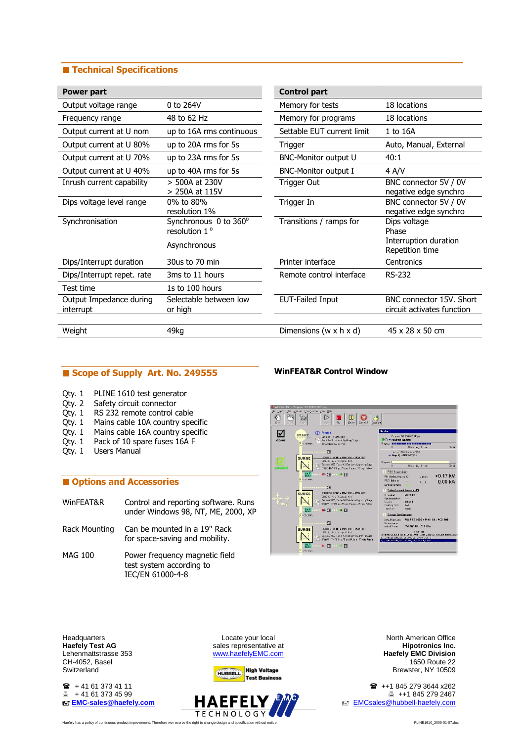## Technical Specifications

| Power part | | Control part | |
|---|---|---|---|
| Output voltage range | 0 to 264V | Memory for tests | 18 locations |
| Frequency range | 48 to 62 Hz | Memory for programs | 18 locations |
| Output current at U nom | up to 16A rms continuous | Settable EUT current limit | 1 to 16A |
| Output current at U 80% | up to 20A rms for 5s | Trigger | Auto, Manual, External |
| Output current at U 70% | up to 23A rms for 5s | BNC-Monitor output U | 40:1 |
| Output current at U 40% | up to 40A rms for 5s | BNC-Monitor output I | 4 A/V |
| Inrush current capability | > 500A at 230V<br>> 250A at 115V | Trigger Out | BNC connector 5V / 0V negative edge synchro |
| Dips voltage level range | 0% to 80%<br>resolution 1% | Trigger In | BNC connector 5V / 0V negative edge synchro |
| Synchronisation | Synchronous 0 to 360°<br>resolution 1 °<br>Asynchronous | Transitions / ramps for | Dips voltage<br>Phase<br>Interruption duration<br>Repetition time |
| Dips/Interrupt duration | 30us to 70 min | Printer interface | Centronics |
| Dips/Interrupt repet. rate | 3ms to 11 hours | Remote control interface | RS-232 |
| Test time | 1s to 100 hours | | |
| Output Impedance during interrupt | Selectable between low or high | EUT-Failed Input | BNC connector 15V. Short circuit activates function |
| Weight | 49kg | Dimensions (w x h x d) | 45 x 28 x 50 cm |

## Scope of Supply Art. No. 249555

- Qty. 1 PLINE 1610 test generator
- Qty. 2 Safety circuit connector
- Qty. 1 RS 232 remote control cable
- Qty. 1 Mains cable 10A country specific
- Qty. 1 Mains cable 16A country specific
- Qty. 1 Pack of 10 spare fuses 16A F
- Qty. 1 Users Manual

## Options and Accessories

| | |
|---|---|
| WinFEAT&R | Control and reporting software. Runs under Windows 98, NT, ME, 2000, XP |
| Rack Mounting | Can be mounted in a 19" Rack for space-saving and mobility. |
| MAG 100 | Power frequency magnetic field test system according to IEC/EN 61000-4-8 |

**WinFEAT&R Control Window**

Headquarters
**Haefely Test AG**
Lehenmattstrasse 353
CH-4052, Basel
Switzerland

+ 41 61 373 41 11
+ 41 61 373 45 99
**EMC-sales@haefely.com**

Locate your local sales representative at
www.haefelyEMC.com

HUBBELL High Voltage Test Business

HAEFELY EMC TECHNOLOGY

North American Office
**Hipotronics Inc.**
**Haefely EMC Division**
1650 Route 22
Brewster, NY 10509

++1 845 279 3644 x262
++1 845 279 2467
EMCsales@hubbell-haefely.com

Haefely has a policy of continuous product improvement. Therefore we reserve the right to change design and specification without notice.

PLINE1610_2009-01-07.doc